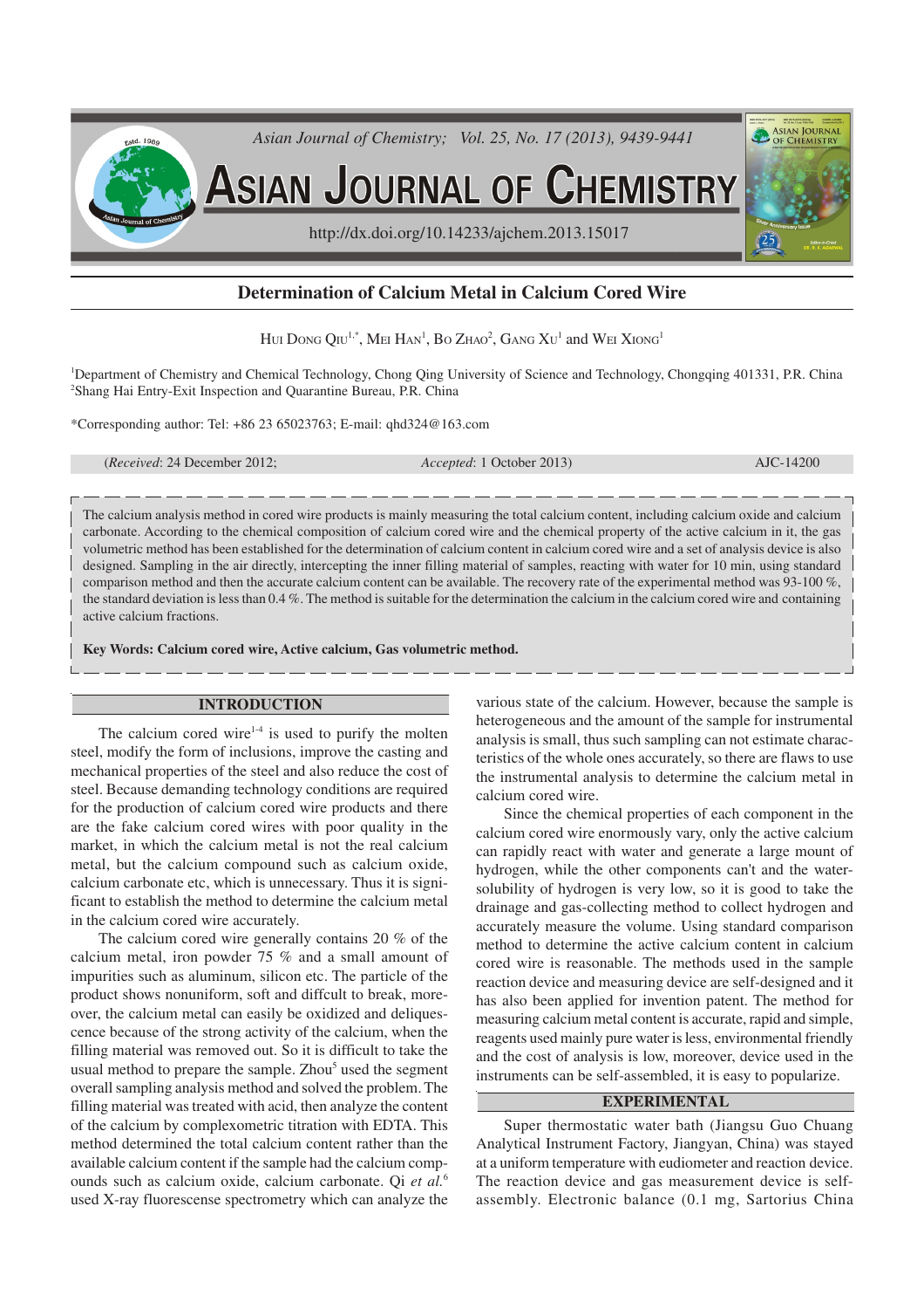# Determination of Calcium Metal in Calcium Cored Wire

Hui Dong Qiu[1,*], Mei Han[1], Bo Zhao[2], Gang Xu[1] and Wei Xiong[1]

[1]Department of Chemistry and Chemical Technology, Chong Qing University of Science and Technology, Chongqing 401331, P.R. China
[2]Shang Hai Entry-Exit Inspection and Quarantine Bureau, P.R. China

*Corresponding author: Tel: +86 23 65023763; E-mail: qhd324@163.com

(*Received*: 24 December 2012; *Accepted*: 1 October 2013) AJC-14200

The calcium analysis method in cored wire products is mainly measuring the total calcium content, including calcium oxide and calcium carbonate. According to the chemical composition of calcium cored wire and the chemical property of the active calcium in it, the gas volumetric method has been established for the determination of calcium content in calcium cored wire and a set of analysis device is also designed. Sampling in the air directly, intercepting the inner filling material of samples, reacting with water for 10 min, using standard comparison method and then the accurate calcium content can be available. The recovery rate of the experimental method was 93-100 %, the standard deviation is less than 0.4 %. The method is suitable for the determination the calcium in the calcium cored wire and containing active calcium fractions.

**Key Words: Calcium cored wire, Active calcium, Gas volumetric method.**

## INTRODUCTION

The calcium cored wire[1-4] is used to purify the molten steel, modify the form of inclusions, improve the casting and mechanical properties of the steel and also reduce the cost of steel. Because demanding technology conditions are required for the production of calcium cored wire products and there are the fake calcium cored wires with poor quality in the market, in which the calcium metal is not the real calcium metal, but the calcium compound such as calcium oxide, calcium carbonate etc, which is unnecessary. Thus it is significant to establish the method to determine the calcium metal in the calcium cored wire accurately.

The calcium cored wire generally contains 20 % of the calcium metal, iron powder 75 % and a small amount of impurities such as aluminum, silicon etc. The particle of the product shows nonuniform, soft and diffcult to break, moreover, the calcium metal can easily be oxidized and deliquescence because of the strong activity of the calcium, when the filling material was removed out. So it is difficult to take the usual method to prepare the sample. Zhou[5] used the segment overall sampling analysis method and solved the problem. The filling material was treated with acid, then analyze the content of the calcium by complexometric titration with EDTA. This method determined the total calcium content rather than the available calcium content if the sample had the calcium compounds such as calcium oxide, calcium carbonate. Qi *et al.*[6] used X-ray fluorescense spectrometry which can analyze the various state of the calcium. However, because the sample is heterogeneous and the amount of the sample for instrumental analysis is small, thus such sampling can not estimate characteristics of the whole ones accurately, so there are flaws to use the instrumental analysis to determine the calcium metal in calcium cored wire.

Since the chemical properties of each component in the calcium cored wire enormously vary, only the active calcium can rapidly react with water and generate a large mount of hydrogen, while the other components can't and the water-solubility of hydrogen is very low, so it is good to take the drainage and gas-collecting method to collect hydrogen and accurately measure the volume. Using standard comparison method to determine the active calcium content in calcium cored wire is reasonable. The methods used in the sample reaction device and measuring device are self-designed and it has also been applied for invention patent. The method for measuring calcium metal content is accurate, rapid and simple, reagents used mainly pure water is less, environmental friendly and the cost of analysis is low, moreover, device used in the instruments can be self-assembled, it is easy to popularize.

## EXPERIMENTAL

Super thermostatic water bath (Jiangsu Guo Chuang Analytical Instrument Factory, Jiangyan, China) was stayed at a uniform temperature with eudiometer and reaction device. The reaction device and gas measurement device is self-assembly. Electronic balance (0.1 mg, Sartorius China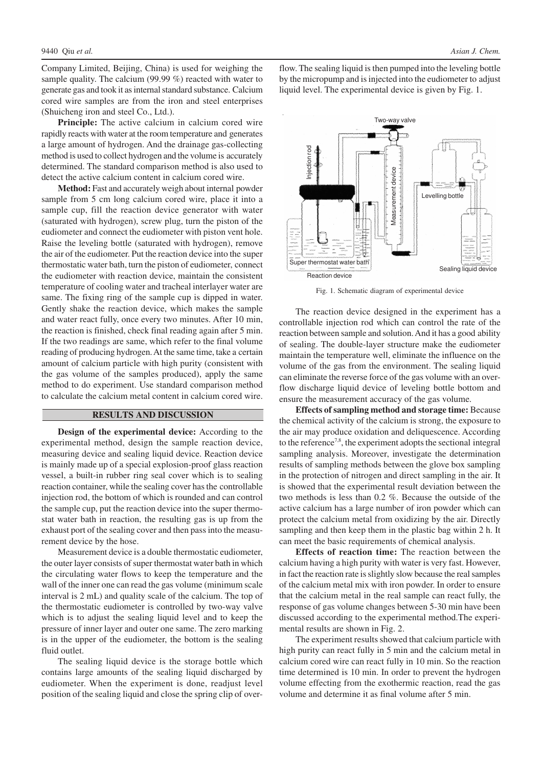Company Limited, Beijing, China) is used for weighing the sample quality. The calcium (99.99 %) reacted with water to generate gas and took it as internal standard substance. Calcium cored wire samples are from the iron and steel enterprises (Shuicheng iron and steel Co., Ltd.).

**Principle:** The active calcium in calcium cored wire rapidly reacts with water at the room temperature and generates a large amount of hydrogen. And the drainage gas-collecting method is used to collect hydrogen and the volume is accurately determined. The standard comparison method is also used to detect the active calcium content in calcium cored wire.

**Method:** Fast and accurately weigh about internal powder sample from 5 cm long calcium cored wire, place it into a sample cup, fill the reaction device generator with water (saturated with hydrogen), screw plug, turn the piston of the eudiometer and connect the eudiometer with piston vent hole. Raise the leveling bottle (saturated with hydrogen), remove the air of the eudiometer. Put the reaction device into the super thermostatic water bath, turn the piston of eudiometer, connect the eudiometer with reaction device, maintain the consistent temperature of cooling water and tracheal interlayer water are same. The fixing ring of the sample cup is dipped in water. Gently shake the reaction device, which makes the sample and water react fully, once every two minutes. After 10 min, the reaction is finished, check final reading again after 5 min. If the two readings are same, which refer to the final volume reading of producing hydrogen. At the same time, take a certain amount of calcium particle with high purity (consistent with the gas volume of the samples produced), apply the same method to do experiment. Use standard comparison method to calculate the calcium metal content in calcium cored wire.

## RESULTS AND DISCUSSION

**Design of the experimental device:** According to the experimental method, design the sample reaction device, measuring device and sealing liquid device. Reaction device is mainly made up of a special explosion-proof glass reaction vessel, a built-in rubber ring seal cover which is to sealing reaction container, while the sealing cover has the controllable injection rod, the bottom of which is rounded and can control the sample cup, put the reaction device into the super thermostat water bath in reaction, the resulting gas is up from the exhaust port of the sealing cover and then pass into the measurement device by the hose.

Measurement device is a double thermostatic eudiometer, the outer layer consists of super thermostat water bath in which the circulating water flows to keep the temperature and the wall of the inner one can read the gas volume (minimum scale interval is 2 mL) and quality scale of the calcium. The top of the thermostatic eudiometer is controlled by two-way valve which is to adjust the sealing liquid level and to keep the pressure of inner layer and outer one same. The zero marking is in the upper of the eudiometer, the bottom is the sealing fluid outlet.

The sealing liquid device is the storage bottle which contains large amounts of the sealing liquid discharged by eudiometer. When the experiment is done, readjust level position of the sealing liquid and close the spring clip of overflow. The sealing liquid is then pumped into the leveling bottle by the micropump and is injected into the eudiometer to adjust liquid level. The experimental device is given by Fig. 1.

Fig. 1. Schematic diagram of experimental device

The reaction device designed in the experiment has a controllable injection rod which can control the rate of the reaction between sample and solution. And it has a good ability of sealing. The double-layer structure make the eudiometer maintain the temperature well, eliminate the influence on the volume of the gas from the environment. The sealing liquid can eliminate the reverse force of the gas volume with an overflow discharge liquid device of leveling bottle bottom and ensure the measurement accuracy of the gas volume.

**Effects of sampling method and storage time:** Because the chemical activity of the calcium is strong, the exposure to the air may produce oxidation and deliquescence. According to the reference[7,8], the experiment adopts the sectional integral sampling analysis. Moreover, investigate the determination results of sampling methods between the glove box sampling in the protection of nitrogen and direct sampling in the air. It is showed that the experimental result deviation between the two methods is less than 0.2 %. Because the outside of the active calcium has a large number of iron powder which can protect the calcium metal from oxidizing by the air. Directly sampling and then keep them in the plastic bag within 2 h. It can meet the basic requirements of chemical analysis.

**Effects of reaction time:** The reaction between the calcium having a high purity with water is very fast. However, in fact the reaction rate is slightly slow because the real samples of the calcium metal mix with iron powder. In order to ensure that the calcium metal in the real sample can react fully, the response of gas volume changes between 5-30 min have been discussed according to the experimental method.The experimental results are shown in Fig. 2.

The experiment results showed that calcium particle with high purity can react fully in 5 min and the calcium metal in calcium cored wire can react fully in 10 min. So the reaction time determined is 10 min. In order to prevent the hydrogen volume effecting from the exothermic reaction, read the gas volume and determine it as final volume after 5 min.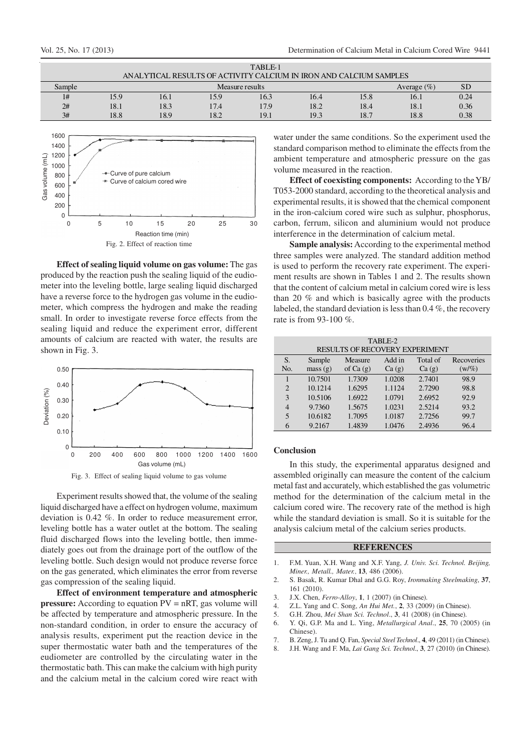TABLE-1
ANALYTICAL RESULTS OF ACTIVITY CALCIUM IN IRON AND CALCIUM SAMPLES

| Sample | Measure results | | | | | | Average (%) | SD |
|---|---|---|---|---|---|---|---|---|
| 1# | 15.9 | 16.1 | 15.9 | 16.3 | 16.4 | 15.8 | 16.1 | 0.24 |
| 2# | 18.1 | 18.3 | 17.4 | 17.9 | 18.2 | 18.4 | 18.1 | 0.36 |
| 3# | 18.8 | 18.9 | 18.2 | 19.1 | 19.3 | 18.7 | 18.8 | 0.38 |

Gas volume (mL)
1600
1400
1200
1000
800
600
400
200
0
0 5 10 15 20 25 30
Reaction time (min)
Curve of pure calcium
Curve of calcium cored wire

Fig. 2. Effect of reaction time

**Effect of sealing liquid volume on gas volume:** The gas produced by the reaction push the sealing liquid of the eudiometer into the leveling bottle, large sealing liquid discharged have a reverse force to the hydrogen gas volume in the eudiometer, which compress the hydrogen and make the reading small. In order to investigate reverse force effects from the sealing liquid and reduce the experiment error, different amounts of calcium are reacted with water, the results are shown in Fig. 3.

Deviation (%)
0.50
0.40
0.30
0.20
0.10
0
0 200 400 600 800 1000 1200 1400 1600
Gas volume (mL)

Fig. 3. Effect of sealing liquid volume to gas volume

Experiment results showed that, the volume of the sealing liquid discharged have a effect on hydrogen volume, maximum deviation is 0.42 %. In order to reduce measurement error, leveling bottle has a water outlet at the bottom. The sealing fluid discharged flows into the leveling bottle, then immediately goes out from the drainage port of the outflow of the leveling bottle. Such design would not produce reverse force on the gas generated, which eliminates the error from reverse gas compression of the sealing liquid.

**Effect of environment temperature and atmospheric pressure:** According to equation $PV = nRT$, gas volume will be affected by temperature and atmospheric pressure. In the non-standard condition, in order to ensure the accuracy of analysis results, experiment put the reaction device in the super thermostatic water bath and the temperatures of the eudiometer are controlled by the circulating water in the thermostatic bath. This can make the calcium with high purity and the calcium metal in the calcium cored wire react with water under the same conditions. So the experiment used the standard comparison method to eliminate the effects from the ambient temperature and atmospheric pressure on the gas volume measured in the reaction.

**Effect of coexisting components:** According to the YB/T053-2000 standard, according to the theoretical analysis and experimental results, it is showed that the chemical component in the iron-calcium cored wire such as sulphur, phosphorus, carbon, ferrum, silicon and aluminium would not produce interference in the determination of calcium metal.

**Sample analysis:** According to the experimental method three samples were analyzed. The standard addition method is used to perform the recovery rate experiment. The experiment results are shown in Tables 1 and 2. The results shown that the content of calcium metal in calcium cored wire is less than 20 % and which is basically agree with the products labeled, the standard deviation is less than 0.4 %, the recovery rate is from 93-100 %.

TABLE-2
RESULTS OF RECOVERY EXPERIMENT

| S. No. | Sample mass (g) | Measure of Ca (g) | Add in Ca (g) | Total of Ca (g) | Recoveries (w/%) |
|---|---|---|---|---|---|
| 1 | 10.7501 | 1.7309 | 1.0208 | 2.7401 | 98.9 |
| 2 | 10.1214 | 1.6295 | 1.1124 | 2.7290 | 98.8 |
| 3 | 10.5106 | 1.6922 | 1.0791 | 2.6952 | 92.9 |
| 4 | 9.7360 | 1.5675 | 1.0231 | 2.5214 | 93.2 |
| 5 | 10.6182 | 1.7095 | 1.0187 | 2.7256 | 99.7 |
| 6 | 9.2167 | 1.4839 | 1.0476 | 2.4936 | 96.4 |

## Conclusion

In this study, the experimental apparatus designed and assembled originally can measure the content of the calcium metal fast and accurately, which established the gas volumetric method for the determination of the calcium metal in the calcium cored wire. The recovery rate of the method is high while the standard deviation is small. So it is suitable for the analysis calcium metal of the calcium series products.

## REFERENCES

1. F.M. Yuan, X.H. Wang and X.F. Yang, *J. Univ. Sci. Technol. Beijing, Miner., Metall., Mater.*, **13**, 486 (2006).
2. S. Basak, R. Kumar Dhal and G.G. Roy, *Ironmaking Steelmaking*, **37**, 161 (2010).
3. J.X. Chen, *Ferro-Alloy*, **1**, 1 (2007) (in Chinese).
4. Z.L. Yang and C. Song, *An Hui Met.*, **2**, 33 (2009) (in Chinese).
5. G.H. Zhou, *Mei Shan Sci. Technol*., **3**, 41 (2008) (in Chinese).
6. Y. Qi, G.P. Ma and L. Ying, *Metallurgical Anal*., **25**, 70 (2005) (in Chinese).
7. B. Zeng, J. Tu and Q. Fan, *Special Steel Technol*., **4**, 49 (2011) (in Chinese).
8. J.H. Wang and F. Ma, *Lai Gang Sci. Technol*., **3**, 27 (2010) (in Chinese).